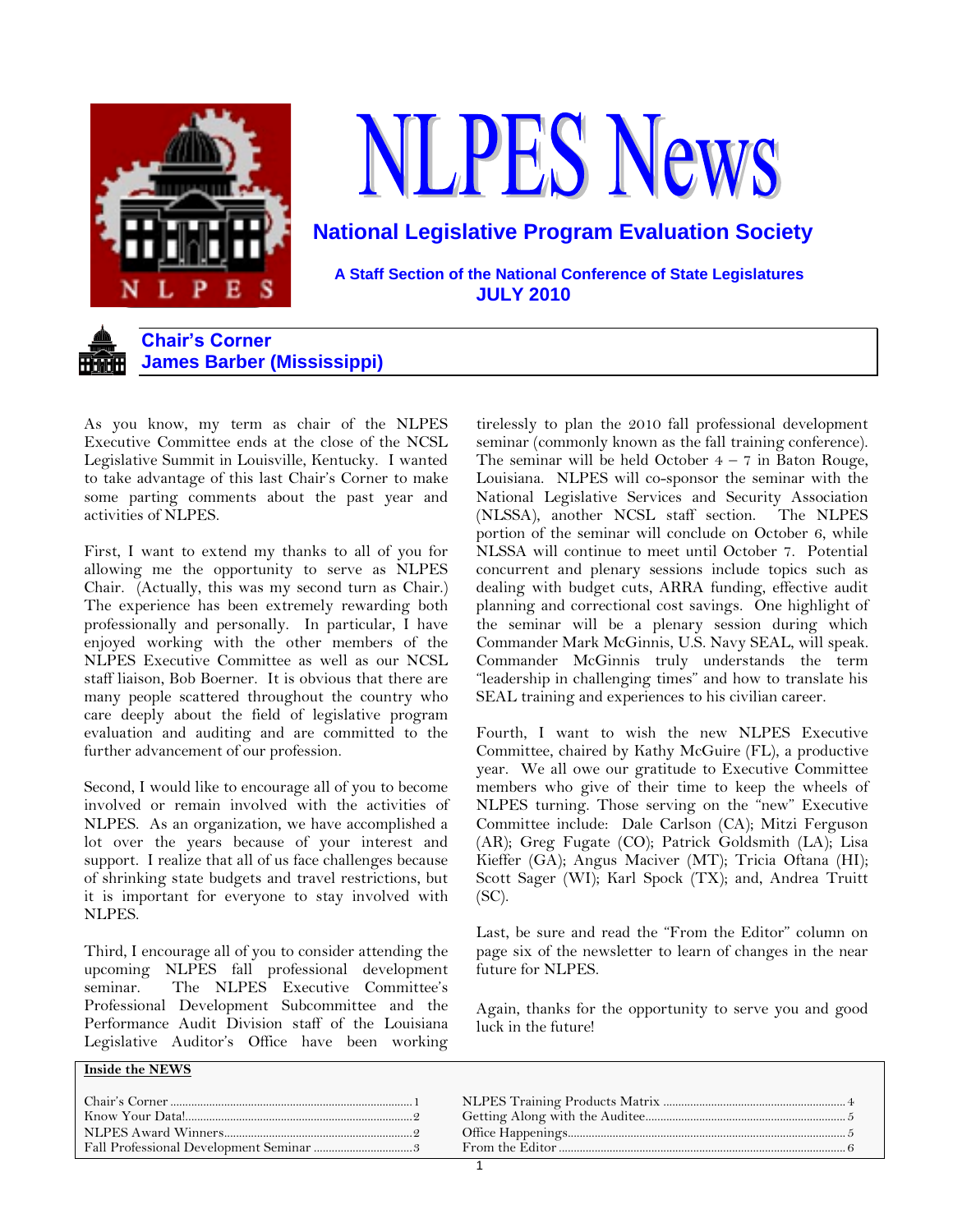# NLPES News

## National Legislative Program Evaluation Society

**A Staff Section of the National Conference of State Legislatures**
**JULY 2010**

## Chair's Corner
### James Barber (Mississippi)

As you know, my term as chair of the NLPES Executive Committee ends at the close of the NCSL Legislative Summit in Louisville, Kentucky. I wanted to take advantage of this last Chair's Corner to make some parting comments about the past year and activities of NLPES.

First, I want to extend my thanks to all of you for allowing me the opportunity to serve as NLPES Chair. (Actually, this was my second turn as Chair.) The experience has been extremely rewarding both professionally and personally. In particular, I have enjoyed working with the other members of the NLPES Executive Committee as well as our NCSL staff liaison, Bob Boerner. It is obvious that there are many people scattered throughout the country who care deeply about the field of legislative program evaluation and auditing and are committed to the further advancement of our profession.

Second, I would like to encourage all of you to become involved or remain involved with the activities of NLPES. As an organization, we have accomplished a lot over the years because of your interest and support. I realize that all of us face challenges because of shrinking state budgets and travel restrictions, but it is important for everyone to stay involved with NLPES.

Third, I encourage all of you to consider attending the upcoming NLPES fall professional development seminar. The NLPES Executive Committee's Professional Development Subcommittee and the Performance Audit Division staff of the Louisiana Legislative Auditor's Office have been working tirelessly to plan the 2010 fall professional development seminar (commonly known as the fall training conference). The seminar will be held October 4 – 7 in Baton Rouge, Louisiana. NLPES will co-sponsor the seminar with the National Legislative Services and Security Association (NLSSA), another NCSL staff section. The NLPES portion of the seminar will conclude on October 6, while NLSSA will continue to meet until October 7. Potential concurrent and plenary sessions include topics such as dealing with budget cuts, ARRA funding, effective audit planning and correctional cost savings. One highlight of the seminar will be a plenary session during which Commander Mark McGinnis, U.S. Navy SEAL, will speak. Commander McGinnis truly understands the term "leadership in challenging times" and how to translate his SEAL training and experiences to his civilian career.

Fourth, I want to wish the new NLPES Executive Committee, chaired by Kathy McGuire (FL), a productive year. We all owe our gratitude to Executive Committee members who give of their time to keep the wheels of NLPES turning. Those serving on the "new" Executive Committee include: Dale Carlson (CA); Mitzi Ferguson (AR); Greg Fugate (CO); Patrick Goldsmith (LA); Lisa Kieffer (GA); Angus Maciver (MT); Tricia Oftana (HI); Scott Sager (WI); Karl Spock (TX); and, Andrea Truitt (SC).

Last, be sure and read the "From the Editor" column on page six of the newsletter to learn of changes in the near future for NLPES.

Again, thanks for the opportunity to serve you and good luck in the future!

---

**Inside the NEWS**

| | | | |
|---|---|---|---|
| Chair's Corner | 1 | NLPES Training Products Matrix | 4 |
| Know Your Data! | 2 | Getting Along with the Auditee | 5 |
| NLPES Award Winners | 2 | Office Happenings | 5 |
| Fall Professional Development Seminar | 3 | From the Editor | 6 |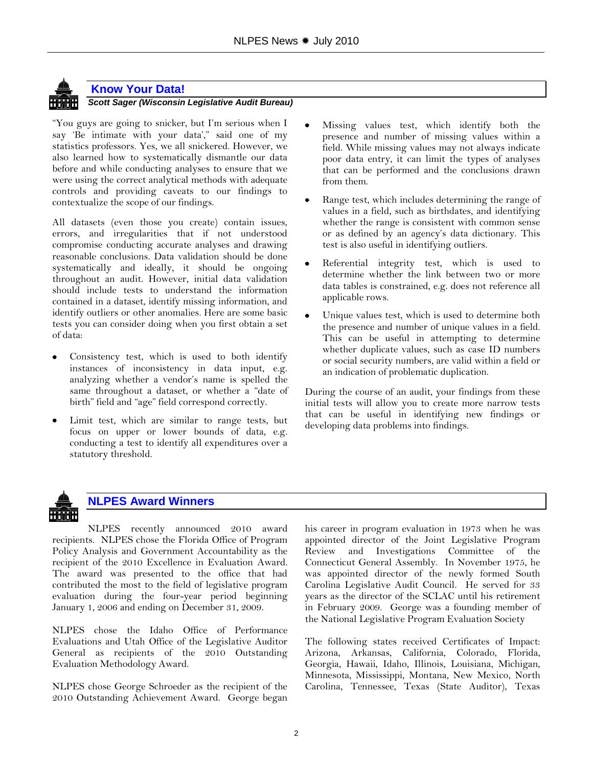## Know Your Data!

***Scott Sager (Wisconsin Legislative Audit Bureau)***

"You guys are going to snicker, but I'm serious when I say 'Be intimate with your data'," said one of my statistics professors. Yes, we all snickered. However, we also learned how to systematically dismantle our data before and while conducting analyses to ensure that we were using the correct analytical methods with adequate controls and providing caveats to our findings to contextualize the scope of our findings.

All datasets (even those you create) contain issues, errors, and irregularities that if not understood compromise conducting accurate analyses and drawing reasonable conclusions. Data validation should be done systematically and ideally, it should be ongoing throughout an audit. However, initial data validation should include tests to understand the information contained in a dataset, identify missing information, and identify outliers or other anomalies. Here are some basic tests you can consider doing when you first obtain a set of data:

- Consistency test, which is used to both identify instances of inconsistency in data input, e.g. analyzing whether a vendor's name is spelled the same throughout a dataset, or whether a "date of birth" field and "age" field correspond correctly.
- Limit test, which are similar to range tests, but focus on upper or lower bounds of data, e.g. conducting a test to identify all expenditures over a statutory threshold.
- Missing values test, which identify both the presence and number of missing values within a field. While missing values may not always indicate poor data entry, it can limit the types of analyses that can be performed and the conclusions drawn from them.
- Range test, which includes determining the range of values in a field, such as birthdates, and identifying whether the range is consistent with common sense or as defined by an agency's data dictionary. This test is also useful in identifying outliers.
- Referential integrity test, which is used to determine whether the link between two or more data tables is constrained, e.g. does not reference all applicable rows.
- Unique values test, which is used to determine both the presence and number of unique values in a field. This can be useful in attempting to determine whether duplicate values, such as case ID numbers or social security numbers, are valid within a field or an indication of problematic duplication.

During the course of an audit, your findings from these initial tests will allow you to create more narrow tests that can be useful in identifying new findings or developing data problems into findings.

## NLPES Award Winners

NLPES recently announced 2010 award recipients. NLPES chose the Florida Office of Program Policy Analysis and Government Accountability as the recipient of the 2010 Excellence in Evaluation Award. The award was presented to the office that had contributed the most to the field of legislative program evaluation during the four-year period beginning January 1, 2006 and ending on December 31, 2009.

NLPES chose the Idaho Office of Performance Evaluations and Utah Office of the Legislative Auditor General as recipients of the 2010 Outstanding Evaluation Methodology Award.

NLPES chose George Schroeder as the recipient of the 2010 Outstanding Achievement Award. George began his career in program evaluation in 1973 when he was appointed director of the Joint Legislative Program Review and Investigations Committee of the Connecticut General Assembly. In November 1975, he was appointed director of the newly formed South Carolina Legislative Audit Council. He served for 33 years as the director of the SCLAC until his retirement in February 2009. George was a founding member of the National Legislative Program Evaluation Society

The following states received Certificates of Impact: Arizona, Arkansas, California, Colorado, Florida, Georgia, Hawaii, Idaho, Illinois, Louisiana, Michigan, Minnesota, Mississippi, Montana, New Mexico, North Carolina, Tennessee, Texas (State Auditor), Texas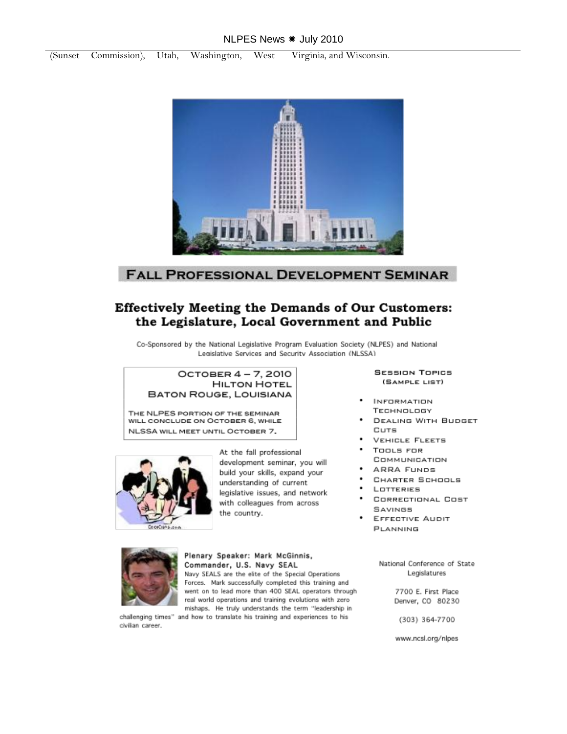(Sunset Commission), Utah, Washington, West Virginia, and Wisconsin.

## FALL PROFESSIONAL DEVELOPMENT SEMINAR

### Effectively Meeting the Demands of Our Customers: the Legislature, Local Government and Public

Co-Sponsored by the National Legislative Program Evaluation Society (NLPES) and National Legislative Services and Security Association (NLSSA)

**OCTOBER 4 – 7, 2010**
**HILTON HOTEL**
**BATON ROUGE, LOUISIANA**

THE NLPES PORTION OF THE SEMINAR WILL CONCLUDE ON OCTOBER 6, WHILE NLSSA WILL MEET UNTIL OCTOBER 7.

At the fall professional development seminar, you will build your skills, expand your understanding of current legislative issues, and network with colleagues from across the country.

**SESSION TOPICS**
**(SAMPLE LIST)**

- INFORMATION TECHNOLOGY
- DEALING WITH BUDGET CUTS
- VEHICLE FLEETS
- TOOLS FOR COMMUNICATION
- ARRA FUNDS
- CHARTER SCHOOLS
- LOTTERIES
- CORRECTIONAL COST SAVINGS
- EFFECTIVE AUDIT PLANNING

**Plenary Speaker: Mark McGinnis, Commander, U.S. Navy SEAL**

Navy SEALS are the elite of the Special Operations Forces. Mark successfully completed this training and went on to lead more than 400 SEAL operators through real world operations and training evolutions with zero mishaps. He truly understands the term "leadership in challenging times" and how to translate his training and experiences to his civilian career.

National Conference of State Legislatures

7700 E. First Place
Denver, CO 80230

(303) 364-7700

www.ncsl.org/nlpes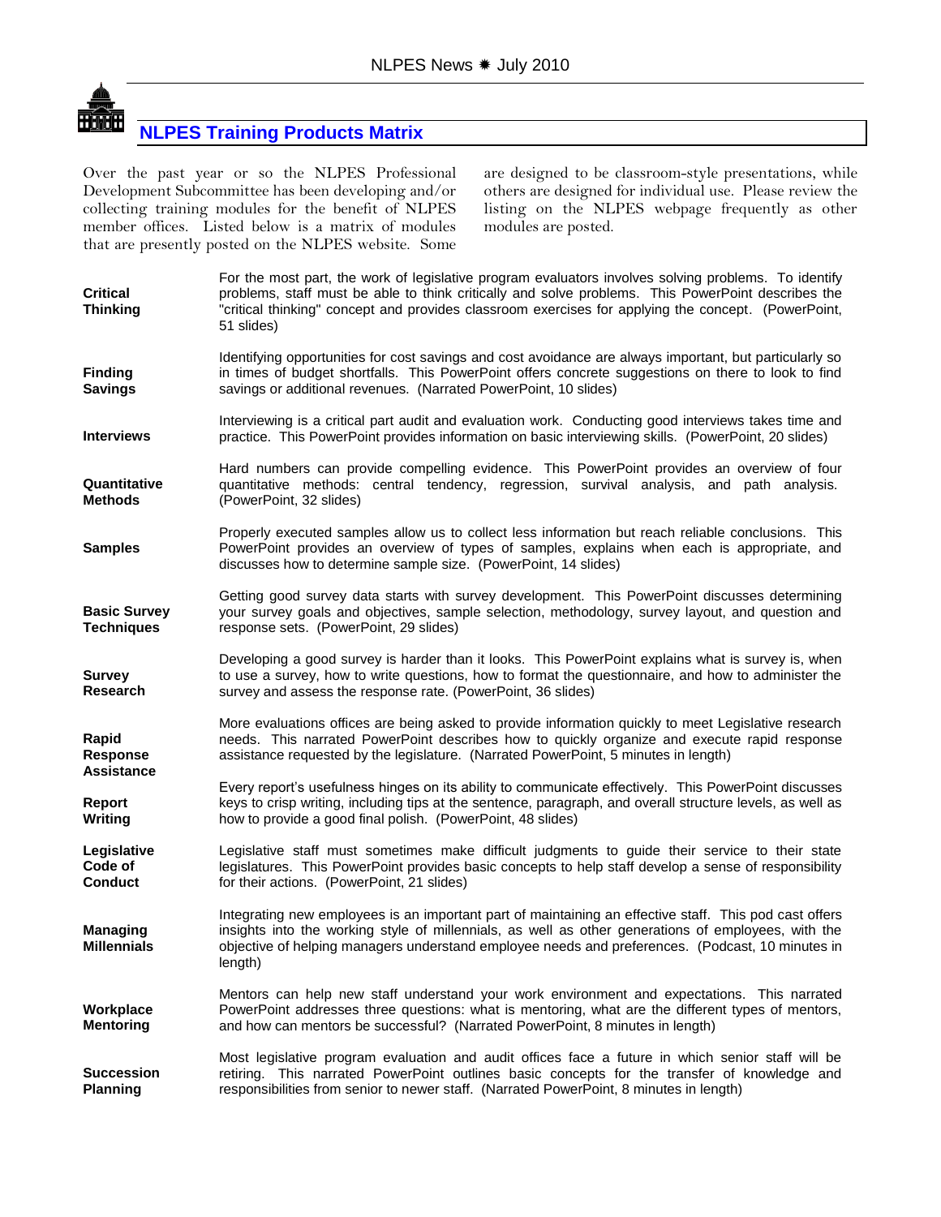## NLPES Training Products Matrix

Over the past year or so the NLPES Professional Development Subcommittee has been developing and/or collecting training modules for the benefit of NLPES member offices. Listed below is a matrix of modules that are presently posted on the NLPES website. Some are designed to be classroom-style presentations, while others are designed for individual use. Please review the listing on the NLPES webpage frequently as other modules are posted.

| | |
|---|---|
| **Critical Thinking** | For the most part, the work of legislative program evaluators involves solving problems. To identify problems, staff must be able to think critically and solve problems. This PowerPoint describes the "critical thinking" concept and provides classroom exercises for applying the concept. (PowerPoint, 51 slides) |
| **Finding Savings** | Identifying opportunities for cost savings and cost avoidance are always important, but particularly so in times of budget shortfalls. This PowerPoint offers concrete suggestions on there to look to find savings or additional revenues. (Narrated PowerPoint, 10 slides) |
| **Interviews** | Interviewing is a critical part audit and evaluation work. Conducting good interviews takes time and practice. This PowerPoint provides information on basic interviewing skills. (PowerPoint, 20 slides) |
| **Quantitative Methods** | Hard numbers can provide compelling evidence. This PowerPoint provides an overview of four quantitative methods: central tendency, regression, survival analysis, and path analysis. (PowerPoint, 32 slides) |
| **Samples** | Properly executed samples allow us to collect less information but reach reliable conclusions. This PowerPoint provides an overview of types of samples, explains when each is appropriate, and discusses how to determine sample size. (PowerPoint, 14 slides) |
| **Basic Survey Techniques** | Getting good survey data starts with survey development. This PowerPoint discusses determining your survey goals and objectives, sample selection, methodology, survey layout, and question and response sets. (PowerPoint, 29 slides) |
| **Survey Research** | Developing a good survey is harder than it looks. This PowerPoint explains what is survey is, when to use a survey, how to write questions, how to format the questionnaire, and how to administer the survey and assess the response rate. (PowerPoint, 36 slides) |
| **Rapid Response Assistance** | More evaluations offices are being asked to provide information quickly to meet Legislative research needs. This narrated PowerPoint describes how to quickly organize and execute rapid response assistance requested by the legislature. (Narrated PowerPoint, 5 minutes in length) |
| **Report Writing** | Every report's usefulness hinges on its ability to communicate effectively. This PowerPoint discusses keys to crisp writing, including tips at the sentence, paragraph, and overall structure levels, as well as how to provide a good final polish. (PowerPoint, 48 slides) |
| **Legislative Code of Conduct** | Legislative staff must sometimes make difficult judgments to guide their service to their state legislatures. This PowerPoint provides basic concepts to help staff develop a sense of responsibility for their actions. (PowerPoint, 21 slides) |
| **Managing Millennials** | Integrating new employees is an important part of maintaining an effective staff. This pod cast offers insights into the working style of millennials, as well as other generations of employees, with the objective of helping managers understand employee needs and preferences. (Podcast, 10 minutes in length) |
| **Workplace Mentoring** | Mentors can help new staff understand your work environment and expectations. This narrated PowerPoint addresses three questions: what is mentoring, what are the different types of mentors, and how can mentors be successful? (Narrated PowerPoint, 8 minutes in length) |
| **Succession Planning** | Most legislative program evaluation and audit offices face a future in which senior staff will be retiring. This narrated PowerPoint outlines basic concepts for the transfer of knowledge and responsibilities from senior to newer staff. (Narrated PowerPoint, 8 minutes in length) |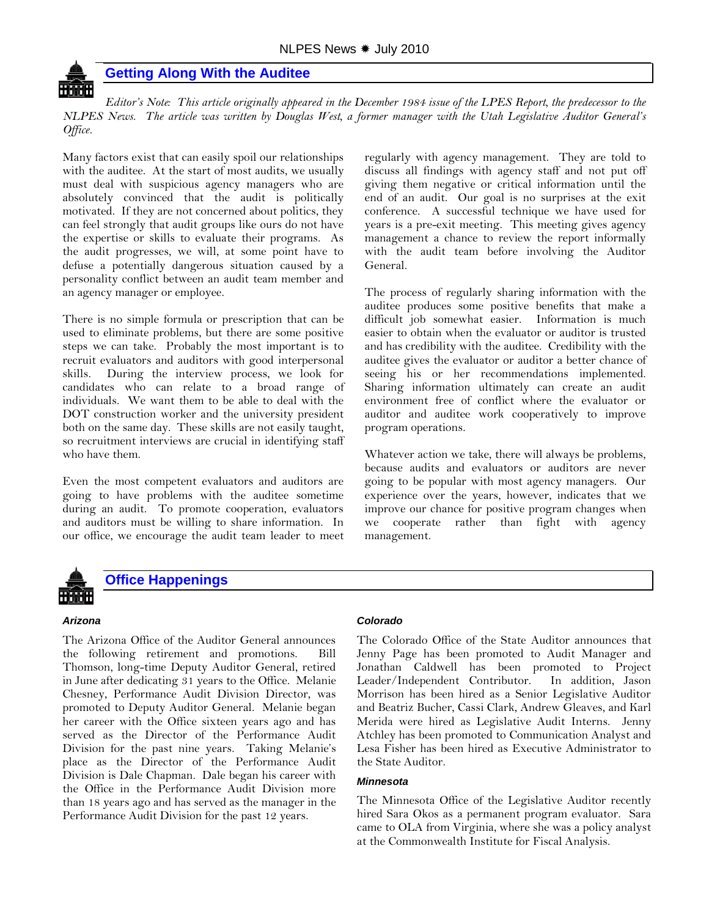## Getting Along With the Auditee

*Editor's Note: This article originally appeared in the December 1984 issue of the LPES Report, the predecessor to the NLPES News. The article was written by Douglas West, a former manager with the Utah Legislative Auditor General's Office.*

Many factors exist that can easily spoil our relationships with the auditee. At the start of most audits, we usually must deal with suspicious agency managers who are absolutely convinced that the audit is politically motivated. If they are not concerned about politics, they can feel strongly that audit groups like ours do not have the expertise or skills to evaluate their programs. As the audit progresses, we will, at some point have to defuse a potentially dangerous situation caused by a personality conflict between an audit team member and an agency manager or employee.

There is no simple formula or prescription that can be used to eliminate problems, but there are some positive steps we can take. Probably the most important is to recruit evaluators and auditors with good interpersonal skills. During the interview process, we look for candidates who can relate to a broad range of individuals. We want them to be able to deal with the DOT construction worker and the university president both on the same day. These skills are not easily taught, so recruitment interviews are crucial in identifying staff who have them.

Even the most competent evaluators and auditors are going to have problems with the auditee sometime during an audit. To promote cooperation, evaluators and auditors must be willing to share information. In our office, we encourage the audit team leader to meet regularly with agency management. They are told to discuss all findings with agency staff and not put off giving them negative or critical information until the end of an audit. Our goal is no surprises at the exit conference. A successful technique we have used for years is a pre-exit meeting. This meeting gives agency management a chance to review the report informally with the audit team before involving the Auditor General.

The process of regularly sharing information with the auditee produces some positive benefits that make a difficult job somewhat easier. Information is much easier to obtain when the evaluator or auditor is trusted and has credibility with the auditee. Credibility with the auditee gives the evaluator or auditor a better chance of seeing his or her recommendations implemented. Sharing information ultimately can create an audit environment free of conflict where the evaluator or auditor and auditee work cooperatively to improve program operations.

Whatever action we take, there will always be problems, because audits and evaluators or auditors are never going to be popular with most agency managers. Our experience over the years, however, indicates that we improve our chance for positive program changes when we cooperate rather than fight with agency management.

## Office Happenings

### Arizona

The Arizona Office of the Auditor General announces the following retirement and promotions. Bill Thomson, long-time Deputy Auditor General, retired in June after dedicating 31 years to the Office. Melanie Chesney, Performance Audit Division Director, was promoted to Deputy Auditor General. Melanie began her career with the Office sixteen years ago and has served as the Director of the Performance Audit Division for the past nine years. Taking Melanie's place as the Director of the Performance Audit Division is Dale Chapman. Dale began his career with the Office in the Performance Audit Division more than 18 years ago and has served as the manager in the Performance Audit Division for the past 12 years.

### Colorado

The Colorado Office of the State Auditor announces that Jenny Page has been promoted to Audit Manager and Jonathan Caldwell has been promoted to Project Leader/Independent Contributor. In addition, Jason Morrison has been hired as a Senior Legislative Auditor and Beatriz Bucher, Cassi Clark, Andrew Gleaves, and Karl Merida were hired as Legislative Audit Interns. Jenny Atchley has been promoted to Communication Analyst and Lesa Fisher has been hired as Executive Administrator to the State Auditor.

### Minnesota

The Minnesota Office of the Legislative Auditor recently hired Sara Okos as a permanent program evaluator. Sara came to OLA from Virginia, where she was a policy analyst at the Commonwealth Institute for Fiscal Analysis.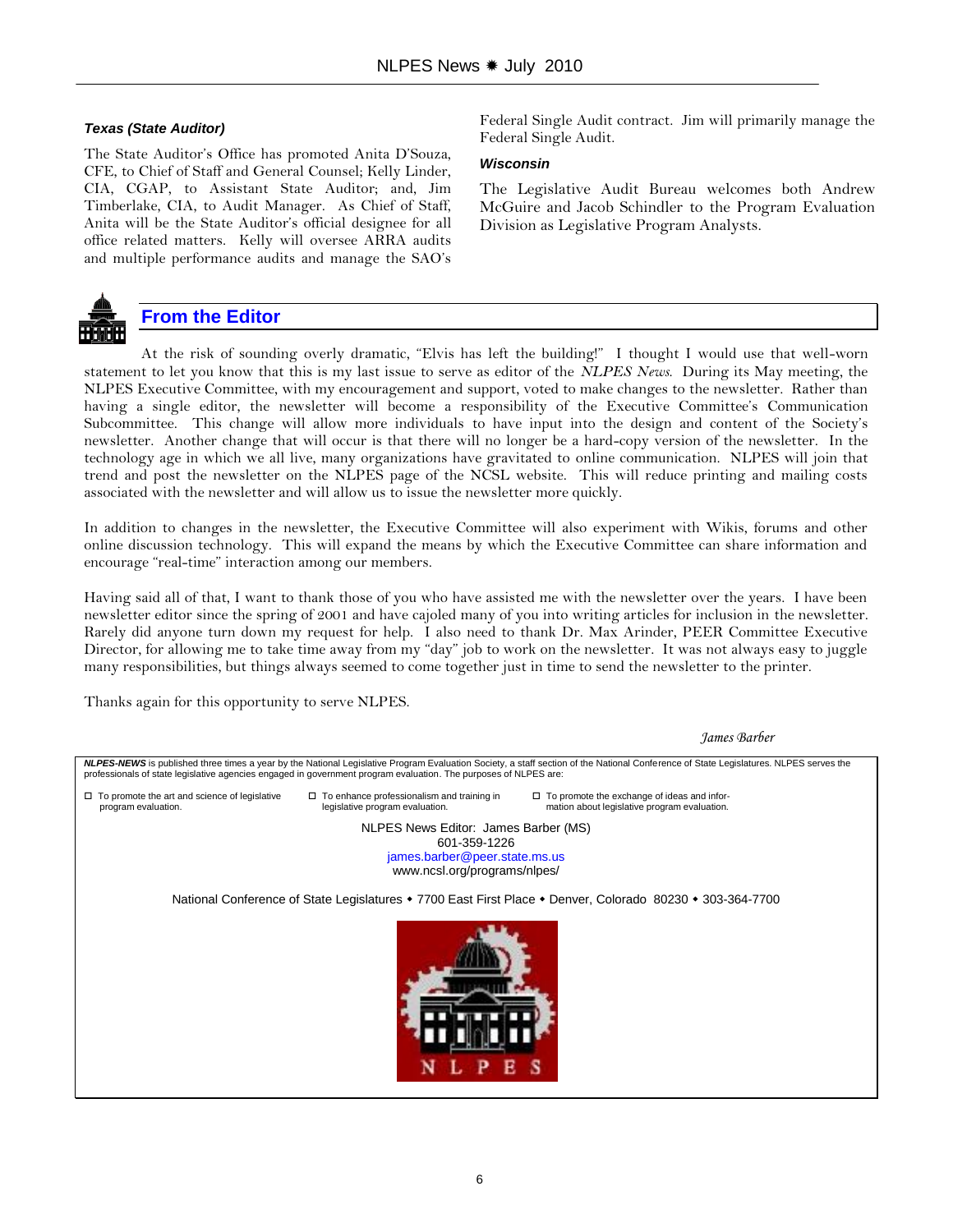### *Texas (State Auditor)*

The State Auditor's Office has promoted Anita D'Souza, CFE, to Chief of Staff and General Counsel; Kelly Linder, CIA, CGAP, to Assistant State Auditor; and, Jim Timberlake, CIA, to Audit Manager. As Chief of Staff, Anita will be the State Auditor's official designee for all office related matters. Kelly will oversee ARRA audits and multiple performance audits and manage the SAO's Federal Single Audit contract. Jim will primarily manage the Federal Single Audit.

### *Wisconsin*

The Legislative Audit Bureau welcomes both Andrew McGuire and Jacob Schindler to the Program Evaluation Division as Legislative Program Analysts.

## From the Editor

At the risk of sounding overly dramatic, "Elvis has left the building!" I thought I would use that well-worn statement to let you know that this is my last issue to serve as editor of the *NLPES News*. During its May meeting, the NLPES Executive Committee, with my encouragement and support, voted to make changes to the newsletter. Rather than having a single editor, the newsletter will become a responsibility of the Executive Committee's Communication Subcommittee. This change will allow more individuals to have input into the design and content of the Society's newsletter. Another change that will occur is that there will no longer be a hard-copy version of the newsletter. In the technology age in which we all live, many organizations have gravitated to online communication. NLPES will join that trend and post the newsletter on the NLPES page of the NCSL website. This will reduce printing and mailing costs associated with the newsletter and will allow us to issue the newsletter more quickly.

In addition to changes in the newsletter, the Executive Committee will also experiment with Wikis, forums and other online discussion technology. This will expand the means by which the Executive Committee can share information and encourage "real-time" interaction among our members.

Having said all of that, I want to thank those of you who have assisted me with the newsletter over the years. I have been newsletter editor since the spring of 2001 and have cajoled many of you into writing articles for inclusion in the newsletter. Rarely did anyone turn down my request for help. I also need to thank Dr. Max Arinder, PEER Committee Executive Director, for allowing me to take time away from my "day" job to work on the newsletter. It was not always easy to juggle many responsibilities, but things always seemed to come together just in time to send the newsletter to the printer.

Thanks again for this opportunity to serve NLPES.

*James Barber*

***NLPES-NEWS*** is published three times a year by the National Legislative Program Evaluation Society, a staff section of the National Conference of State Legislatures. NLPES serves the professionals of state legislative agencies engaged in government program evaluation. The purposes of NLPES are:

- To promote the art and science of legislative program evaluation.
- To enhance professionalism and training in legislative program evaluation.
- To promote the exchange of ideas and information about legislative program evaluation.

NLPES News Editor: James Barber (MS)
601-359-1226
james.barber@peer.state.ms.us
www.ncsl.org/programs/nlpes/

National Conference of State Legislatures • 7700 East First Place • Denver, Colorado 80230 • 303-364-7700

NLPES